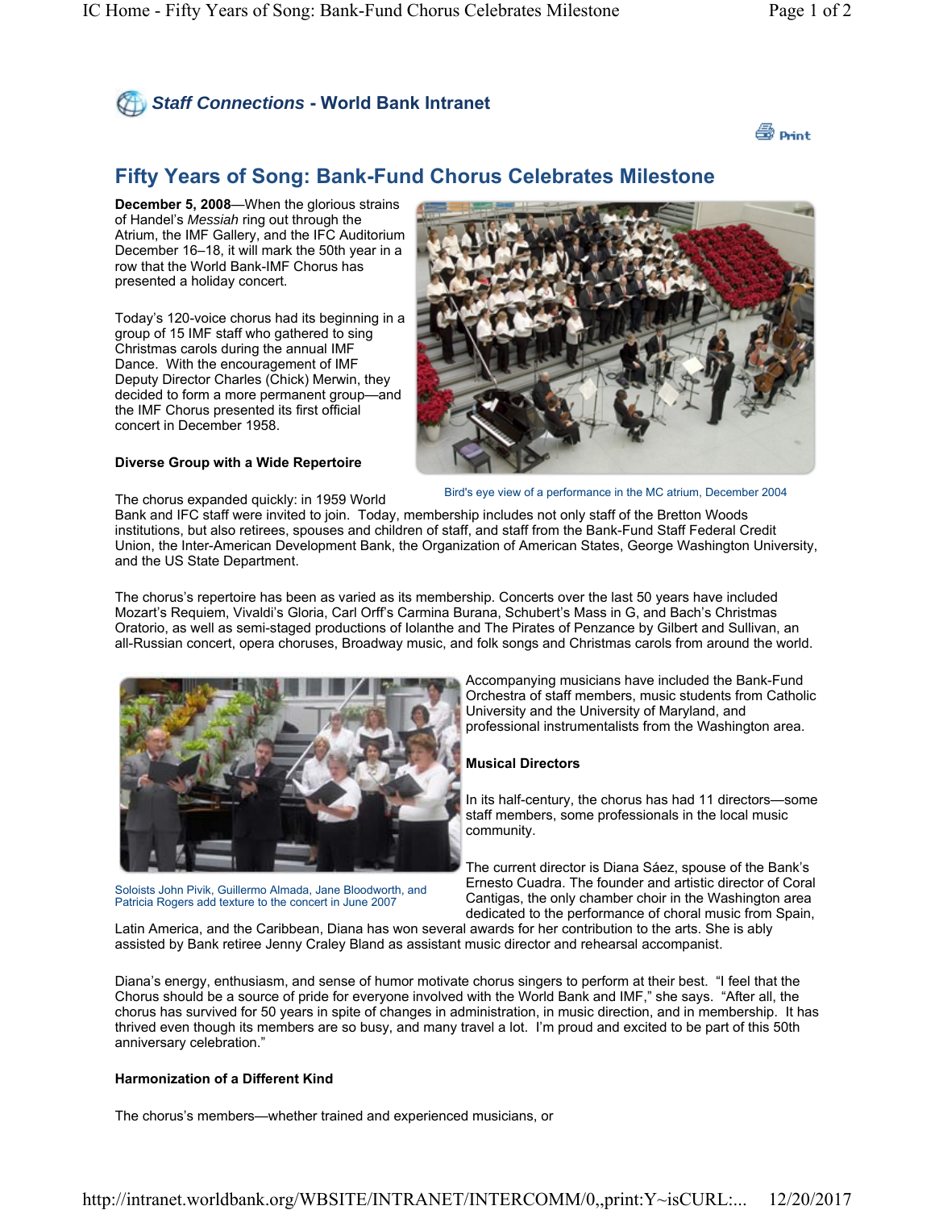**Staff Connections - World Bank Intranet**

# Fifty Years of Song: Bank-Fund Chorus Celebrates Milestone

**December 5, 2008**—When the glorious strains of Handel's *Messiah* ring out through the Atrium, the IMF Gallery, and the IFC Auditorium December 16–18, it will mark the 50th year in a row that the World Bank-IMF Chorus has presented a holiday concert.

Today's 120-voice chorus had its beginning in a group of 15 IMF staff who gathered to sing Christmas carols during the annual IMF Dance. With the encouragement of IMF Deputy Director Charles (Chick) Merwin, they decided to form a more permanent group—and the IMF Chorus presented its first official concert in December 1958.

Bird's eye view of a performance in the MC atrium, December 2004

### Diverse Group with a Wide Repertoire

The chorus expanded quickly: in 1959 World Bank and IFC staff were invited to join. Today, membership includes not only staff of the Bretton Woods institutions, but also retirees, spouses and children of staff, and staff from the Bank-Fund Staff Federal Credit Union, the Inter-American Development Bank, the Organization of American States, George Washington University, and the US State Department.

The chorus's repertoire has been as varied as its membership. Concerts over the last 50 years have included Mozart's Requiem, Vivaldi's Gloria, Carl Orff's Carmina Burana, Schubert's Mass in G, and Bach's Christmas Oratorio, as well as semi-staged productions of Iolanthe and The Pirates of Penzance by Gilbert and Sullivan, an all-Russian concert, opera choruses, Broadway music, and folk songs and Christmas carols from around the world.

Soloists John Pivik, Guillermo Almada, Jane Bloodworth, and Patricia Rogers add texture to the concert in June 2007

Accompanying musicians have included the Bank-Fund Orchestra of staff members, music students from Catholic University and the University of Maryland, and professional instrumentalists from the Washington area.

### Musical Directors

In its half-century, the chorus has had 11 directors—some staff members, some professionals in the local music community.

The current director is Diana Sáez, spouse of the Bank's Ernesto Cuadra. The founder and artistic director of Coral Cantigas, the only chamber choir in the Washington area dedicated to the performance of choral music from Spain, Latin America, and the Caribbean, Diana has won several awards for her contribution to the arts. She is ably assisted by Bank retiree Jenny Craley Bland as assistant music director and rehearsal accompanist.

Diana's energy, enthusiasm, and sense of humor motivate chorus singers to perform at their best. "I feel that the Chorus should be a source of pride for everyone involved with the World Bank and IMF," she says. "After all, the chorus has survived for 50 years in spite of changes in administration, in music direction, and in membership. It has thrived even though its members are so busy, and many travel a lot. I'm proud and excited to be part of this 50th anniversary celebration."

### Harmonization of a Different Kind

The chorus's members—whether trained and experienced musicians, or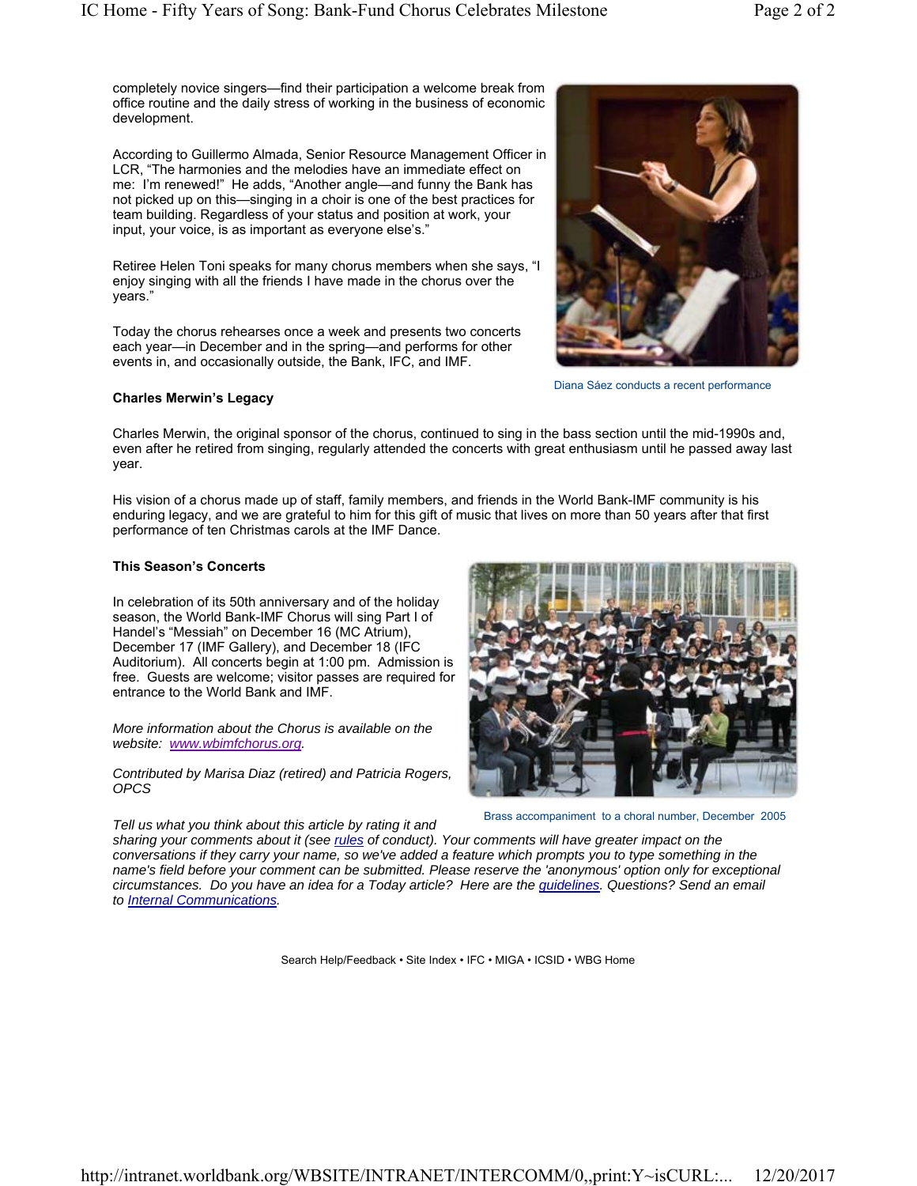completely novice singers—find their participation a welcome break from office routine and the daily stress of working in the business of economic development.

According to Guillermo Almada, Senior Resource Management Officer in LCR, "The harmonies and the melodies have an immediate effect on me: I'm renewed!" He adds, "Another angle—and funny the Bank has not picked up on this—singing in a choir is one of the best practices for team building. Regardless of your status and position at work, your input, your voice, is as important as everyone else's."

Retiree Helen Toni speaks for many chorus members when she says, "I enjoy singing with all the friends I have made in the chorus over the years."

Today the chorus rehearses once a week and presents two concerts each year—in December and in the spring—and performs for other events in, and occasionally outside, the Bank, IFC, and IMF.

Diana Sáez conducts a recent performance

**Charles Merwin's Legacy**

Charles Merwin, the original sponsor of the chorus, continued to sing in the bass section until the mid-1990s and, even after he retired from singing, regularly attended the concerts with great enthusiasm until he passed away last year.

His vision of a chorus made up of staff, family members, and friends in the World Bank-IMF community is his enduring legacy, and we are grateful to him for this gift of music that lives on more than 50 years after that first performance of ten Christmas carols at the IMF Dance.

**This Season's Concerts**

In celebration of its 50th anniversary and of the holiday season, the World Bank-IMF Chorus will sing Part I of Handel's "Messiah" on December 16 (MC Atrium), December 17 (IMF Gallery), and December 18 (IFC Auditorium). All concerts begin at 1:00 pm. Admission is free. Guests are welcome; visitor passes are required for entrance to the World Bank and IMF.

*More information about the Chorus is available on the website: [www.wbimfchorus.org](www.wbimfchorus.org).*

*Contributed by Marisa Diaz (retired) and Patricia Rogers, OPCS*

Brass accompaniment to a choral number, December 2005

*Tell us what you think about this article by rating it and sharing your comments about it (see rules of conduct). Your comments will have greater impact on the conversations if they carry your name, so we've added a feature which prompts you to type something in the name's field before your comment can be submitted. Please reserve the 'anonymous' option only for exceptional circumstances. Do you have an idea for a Today article? Here are the guidelines. Questions? Send an email to Internal Communications.*

Search Help/Feedback • Site Index • IFC • MIGA • ICSID • WBG Home